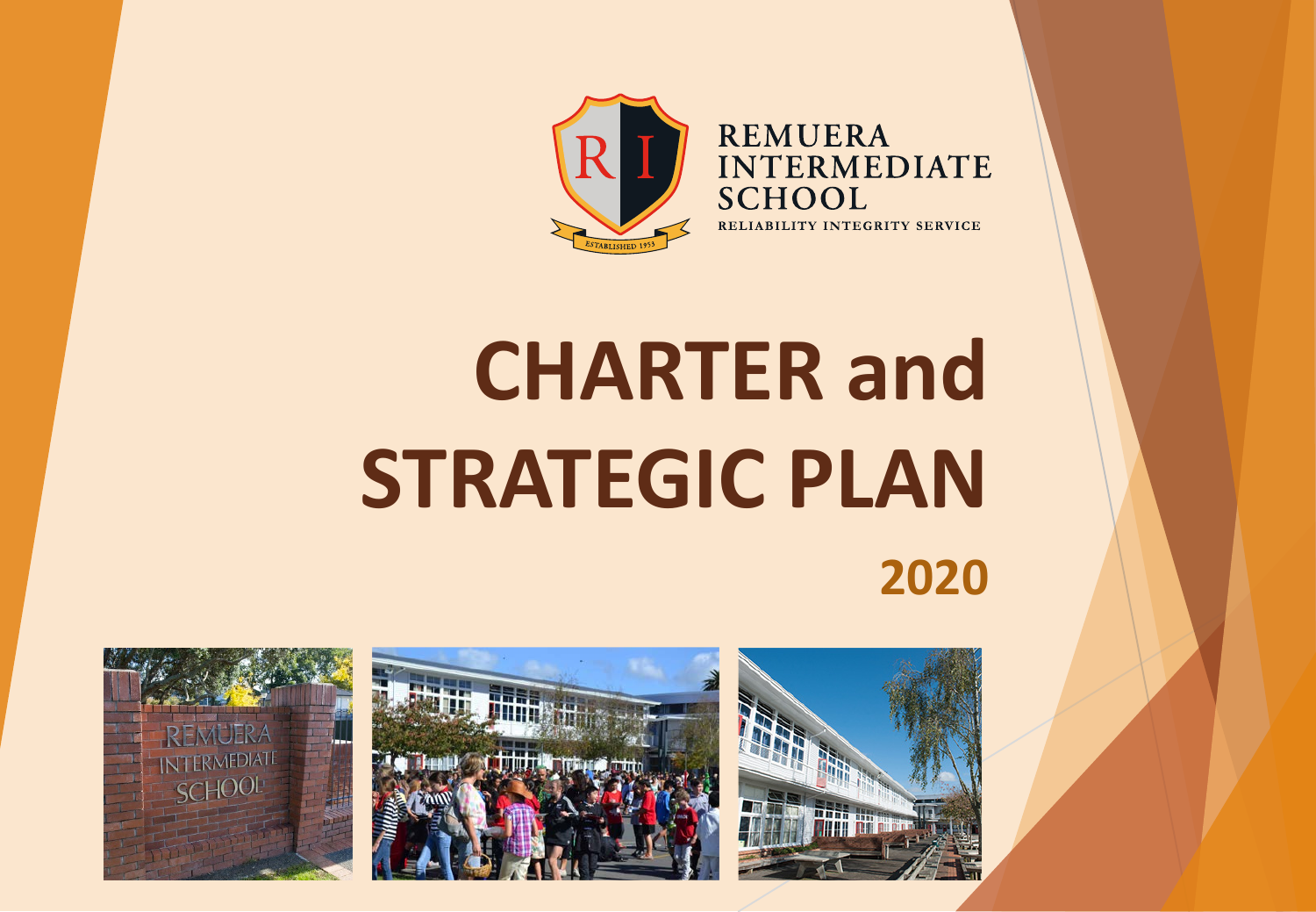REMUERA INTERMEDIATE SCHOOL

RELIABILITY INTEGRITY SERVICE

# CHARTER and STRATEGIC PLAN

## 2020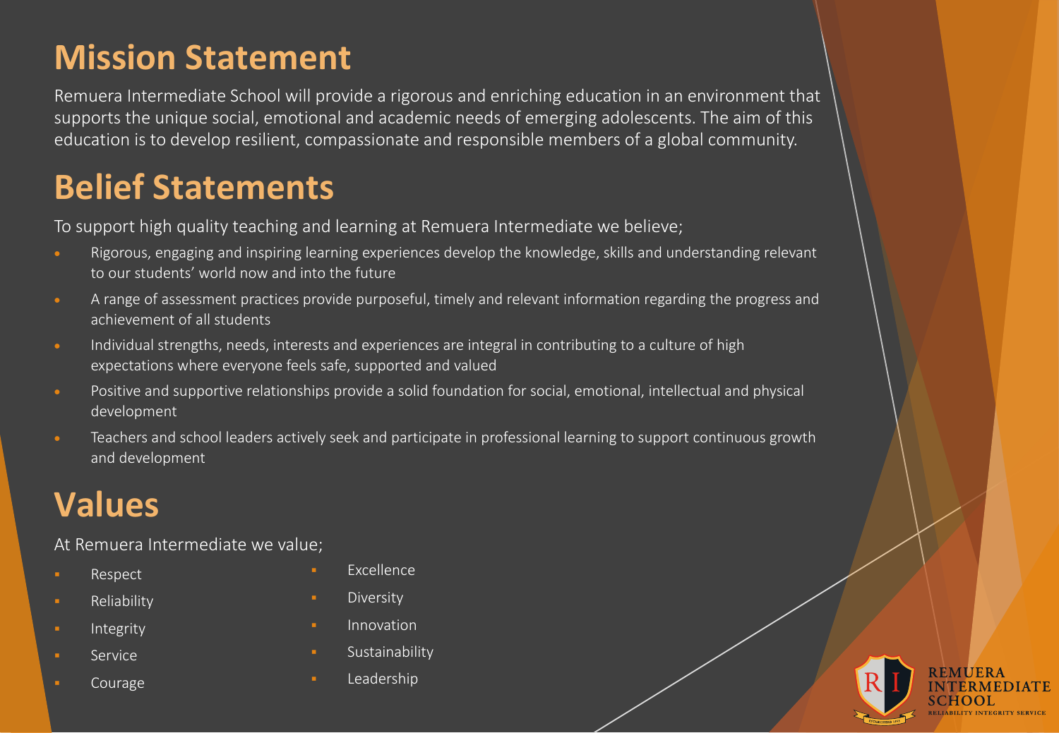## Mission Statement

Remuera Intermediate School will provide a rigorous and enriching education in an environment that supports the unique social, emotional and academic needs of emerging adolescents. The aim of this education is to develop resilient, compassionate and responsible members of a global community.

## Belief Statements

To support high quality teaching and learning at Remuera Intermediate we believe;

- Rigorous, engaging and inspiring learning experiences develop the knowledge, skills and understanding relevant to our students' world now and into the future
- A range of assessment practices provide purposeful, timely and relevant information regarding the progress and achievement of all students
- Individual strengths, needs, interests and experiences are integral in contributing to a culture of high expectations where everyone feels safe, supported and valued
- Positive and supportive relationships provide a solid foundation for social, emotional, intellectual and physical development
- Teachers and school leaders actively seek and participate in professional learning to support continuous growth and development

## Values

At Remuera Intermediate we value;

- Respect
- Reliability
- Integrity
- Service
- Courage
- Excellence
- Diversity
- Innovation
- Sustainability
- Leadership

REMUERA INTERMEDIATE SCHOOL
RELIABILITY INTEGRITY SERVICE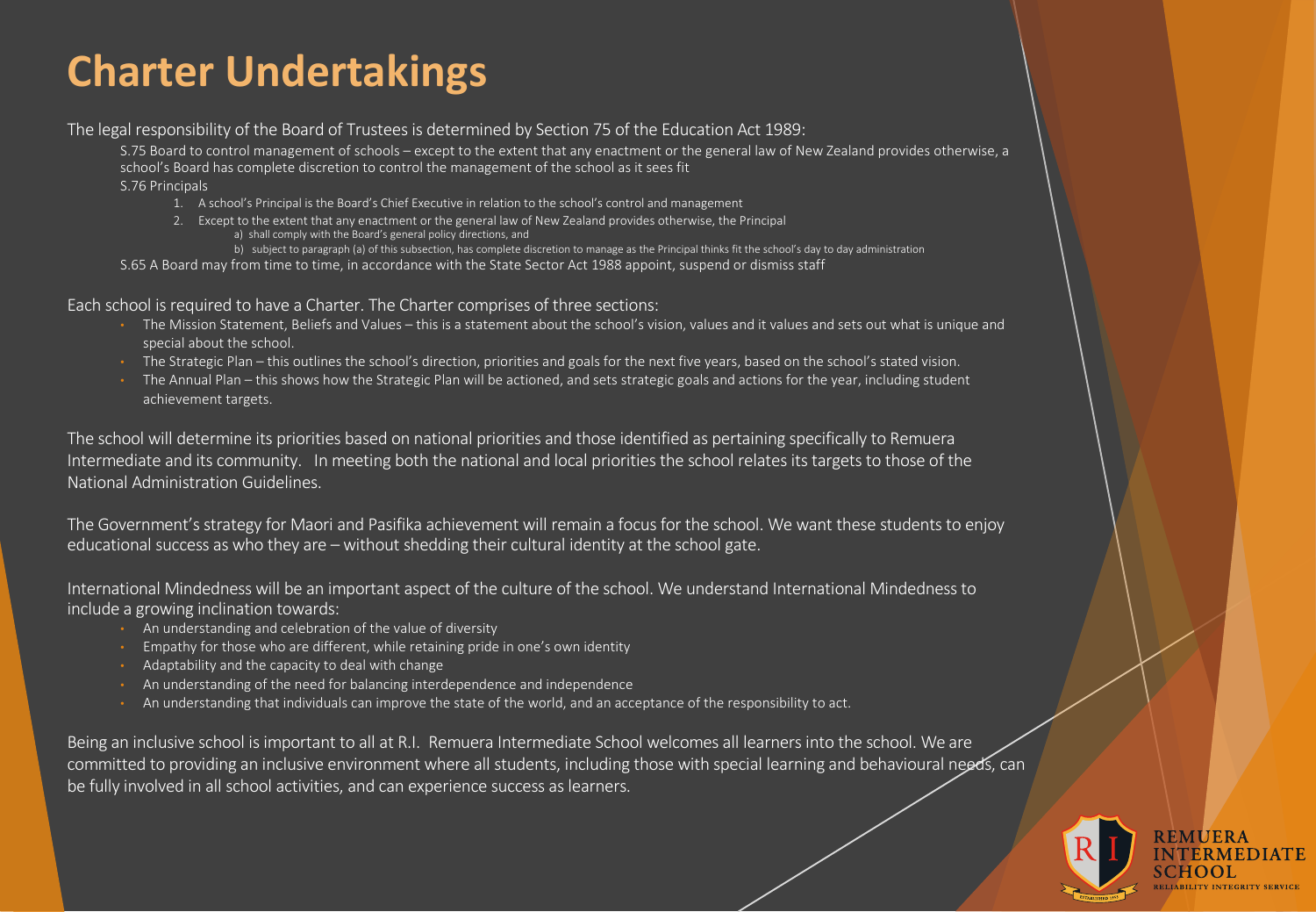# Charter Undertakings

The legal responsibility of the Board of Trustees is determined by Section 75 of the Education Act 1989:

S.75 Board to control management of schools – except to the extent that any enactment or the general law of New Zealand provides otherwise, a school's Board has complete discretion to control the management of the school as it sees fit

S.76 Principals

1. A school's Principal is the Board's Chief Executive in relation to the school's control and management
2. Except to the extent that any enactment or the general law of New Zealand provides otherwise, the Principal
   a) shall comply with the Board's general policy directions, and
   b) subject to paragraph (a) of this subsection, has complete discretion to manage as the Principal thinks fit the school's day to day administration

S.65 A Board may from time to time, in accordance with the State Sector Act 1988 appoint, suspend or dismiss staff

Each school is required to have a Charter. The Charter comprises of three sections:

- The Mission Statement, Beliefs and Values – this is a statement about the school's vision, values and it values and sets out what is unique and special about the school.
- The Strategic Plan – this outlines the school's direction, priorities and goals for the next five years, based on the school's stated vision.
- The Annual Plan – this shows how the Strategic Plan will be actioned, and sets strategic goals and actions for the year, including student achievement targets.

The school will determine its priorities based on national priorities and those identified as pertaining specifically to Remuera Intermediate and its community. In meeting both the national and local priorities the school relates its targets to those of the National Administration Guidelines.

The Government's strategy for Maori and Pasifika achievement will remain a focus for the school. We want these students to enjoy educational success as who they are – without shedding their cultural identity at the school gate.

International Mindedness will be an important aspect of the culture of the school. We understand International Mindedness to include a growing inclination towards:

- An understanding and celebration of the value of diversity
- Empathy for those who are different, while retaining pride in one's own identity
- Adaptability and the capacity to deal with change
- An understanding of the need for balancing interdependence and independence
- An understanding that individuals can improve the state of the world, and an acceptance of the responsibility to act.

Being an inclusive school is important to all at R.I. Remuera Intermediate School welcomes all learners into the school. We are committed to providing an inclusive environment where all students, including those with special learning and behavioural needs, can be fully involved in all school activities, and can experience success as learners.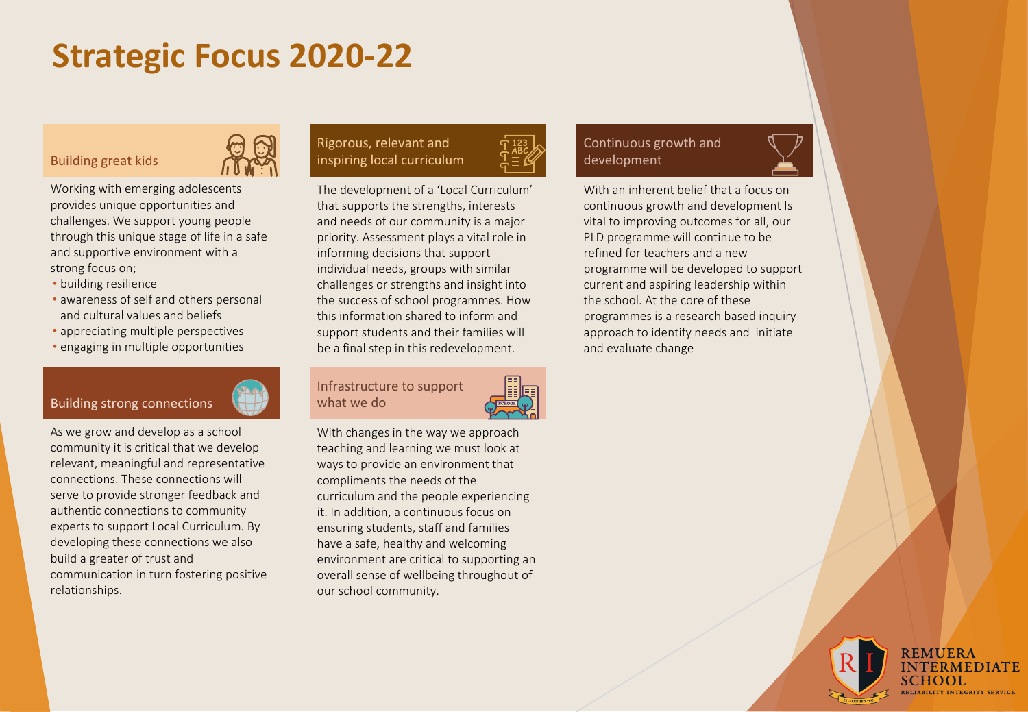# Strategic Focus 2020-22

## Building great kids

Working with emerging adolescents provides unique opportunities and challenges. We support young people through this unique stage of life in a safe and supportive environment with a strong focus on;

- building resilience
- awareness of self and others personal and cultural values and beliefs
- appreciating multiple perspectives
- engaging in multiple opportunities

## Building strong connections

As we grow and develop as a school community it is critical that we develop relevant, meaningful and representative connections. These connections will serve to provide stronger feedback and authentic connections to community experts to support Local Curriculum. By developing these connections we also build a greater of trust and communication in turn fostering positive relationships.

## Rigorous, relevant and inspiring local curriculum

The development of a 'Local Curriculum' that supports the strengths, interests and needs of our community is a major priority. Assessment plays a vital role in informing decisions that support individual needs, groups with similar challenges or strengths and insight into the success of school programmes. How this information shared to inform and support students and their families will be a final step in this redevelopment.

## Infrastructure to support what we do

With changes in the way we approach teaching and learning we must look at ways to provide an environment that compliments the needs of the curriculum and the people experiencing it. In addition, a continuous focus on ensuring students, staff and families have a safe, healthy and welcoming environment are critical to supporting an overall sense of wellbeing throughout of our school community.

## Continuous growth and development

With an inherent belief that a focus on continuous growth and development Is vital to improving outcomes for all, our PLD programme will continue to be refined for teachers and a new programme will be developed to support current and aspiring leadership within the school. At the core of these programmes is a research based inquiry approach to identify needs and initiate and evaluate change

REMUERA INTERMEDIATE SCHOOL
RELIABILITY INTEGRITY SERVICE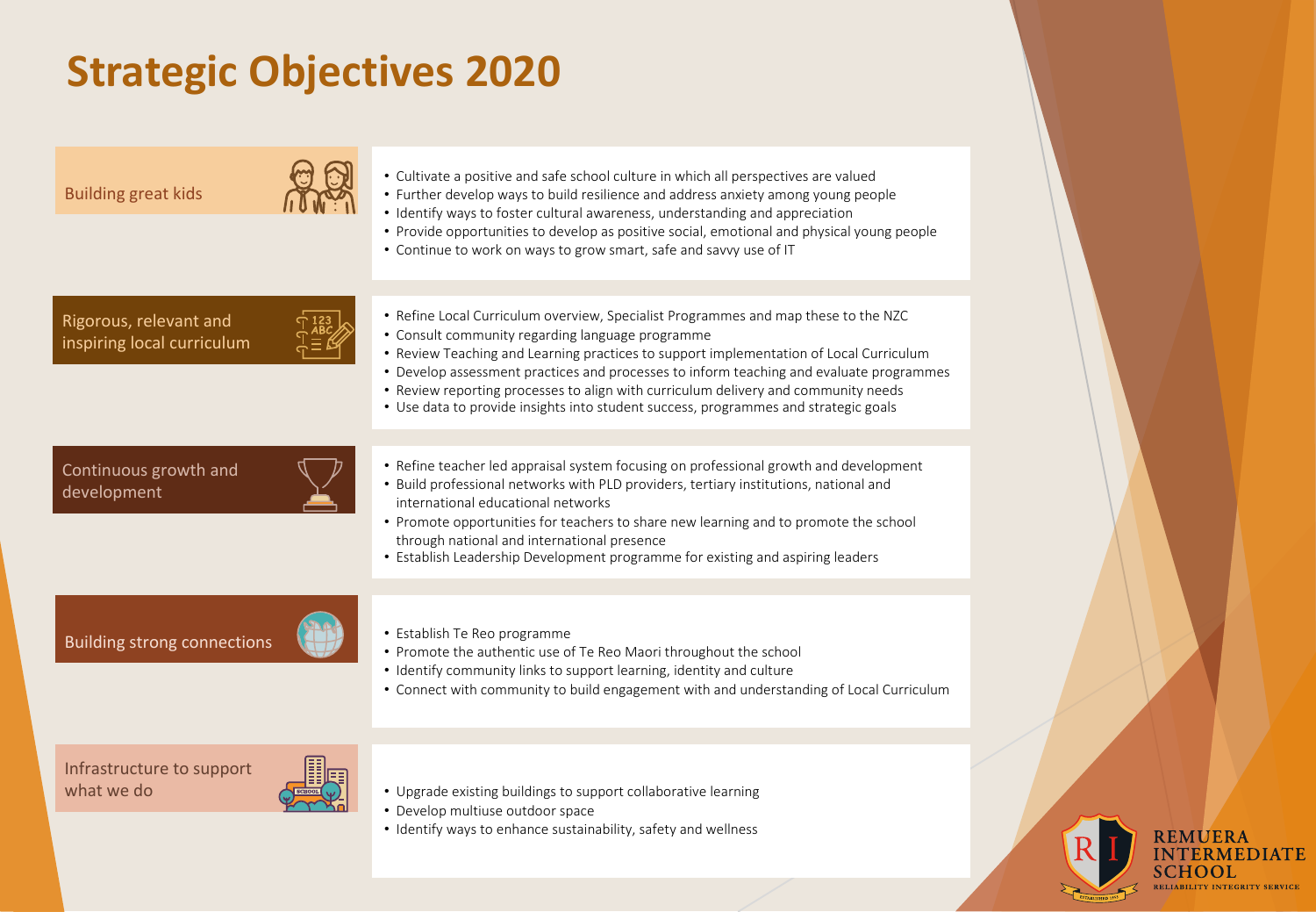# Strategic Objectives 2020

## Building great kids

- Cultivate a positive and safe school culture in which all perspectives are valued
- Further develop ways to build resilience and address anxiety among young people
- Identify ways to foster cultural awareness, understanding and appreciation
- Provide opportunities to develop as positive social, emotional and physical young people
- Continue to work on ways to grow smart, safe and savvy use of IT

## Rigorous, relevant and inspiring local curriculum

- Refine Local Curriculum overview, Specialist Programmes and map these to the NZC
- Consult community regarding language programme
- Review Teaching and Learning practices to support implementation of Local Curriculum
- Develop assessment practices and processes to inform teaching and evaluate programmes
- Review reporting processes to align with curriculum delivery and community needs
- Use data to provide insights into student success, programmes and strategic goals

## Continuous growth and development

- Refine teacher led appraisal system focusing on professional growth and development
- Build professional networks with PLD providers, tertiary institutions, national and international educational networks
- Promote opportunities for teachers to share new learning and to promote the school through national and international presence
- Establish Leadership Development programme for existing and aspiring leaders

## Building strong connections

- Establish Te Reo programme
- Promote the authentic use of Te Reo Maori throughout the school
- Identify community links to support learning, identity and culture
- Connect with community to build engagement with and understanding of Local Curriculum

## Infrastructure to support what we do

- Upgrade existing buildings to support collaborative learning
- Develop multiuse outdoor space
- Identify ways to enhance sustainability, safety and wellness

REMUERA INTERMEDIATE SCHOOL
RELIABILITY INTEGRITY SERVICE